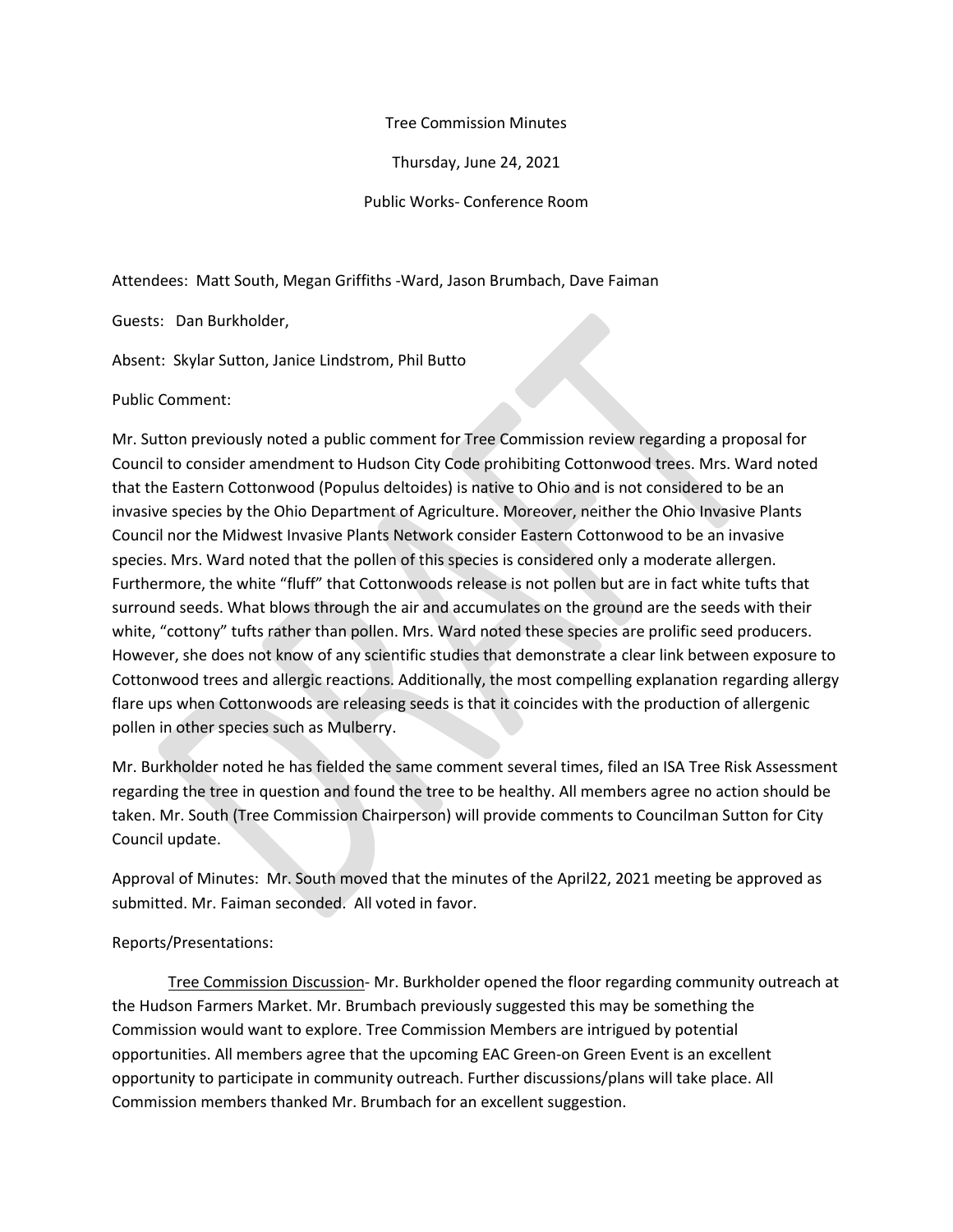Tree Commission Minutes

Thursday, June 24, 2021

Public Works- Conference Room

Attendees: Matt South, Megan Griffiths -Ward, Jason Brumbach, Dave Faiman

Guests: Dan Burkholder,

Absent: Skylar Sutton, Janice Lindstrom, Phil Butto

Public Comment:

Mr. Sutton previously noted a public comment for Tree Commission review regarding a proposal for Council to consider amendment to Hudson City Code prohibiting Cottonwood trees. Mrs. Ward noted that the Eastern Cottonwood (Populus deltoides) is native to Ohio and is not considered to be an invasive species by the Ohio Department of Agriculture. Moreover, neither the Ohio Invasive Plants Council nor the Midwest Invasive Plants Network consider Eastern Cottonwood to be an invasive species. Mrs. Ward noted that the pollen of this species is considered only a moderate allergen. Furthermore, the white "fluff" that Cottonwoods release is not pollen but are in fact white tufts that surround seeds. What blows through the air and accumulates on the ground are the seeds with their white, "cottony" tufts rather than pollen. Mrs. Ward noted these species are prolific seed producers. However, she does not know of any scientific studies that demonstrate a clear link between exposure to Cottonwood trees and allergic reactions. Additionally, the most compelling explanation regarding allergy flare ups when Cottonwoods are releasing seeds is that it coincides with the production of allergenic pollen in other species such as Mulberry.

Mr. Burkholder noted he has fielded the same comment several times, filed an ISA Tree Risk Assessment regarding the tree in question and found the tree to be healthy. All members agree no action should be taken. Mr. South (Tree Commission Chairperson) will provide comments to Councilman Sutton for City Council update.

Approval of Minutes: Mr. South moved that the minutes of the April22, 2021 meeting be approved as submitted. Mr. Faiman seconded. All voted in favor.

Reports/Presentations:

<u>Tree Commission Discussion</u>- Mr. Burkholder opened the floor regarding community outreach at the Hudson Farmers Market. Mr. Brumbach previously suggested this may be something the Commission would want to explore. Tree Commission Members are intrigued by potential opportunities. All members agree that the upcoming EAC Green-on Green Event is an excellent opportunity to participate in community outreach. Further discussions/plans will take place. All Commission members thanked Mr. Brumbach for an excellent suggestion.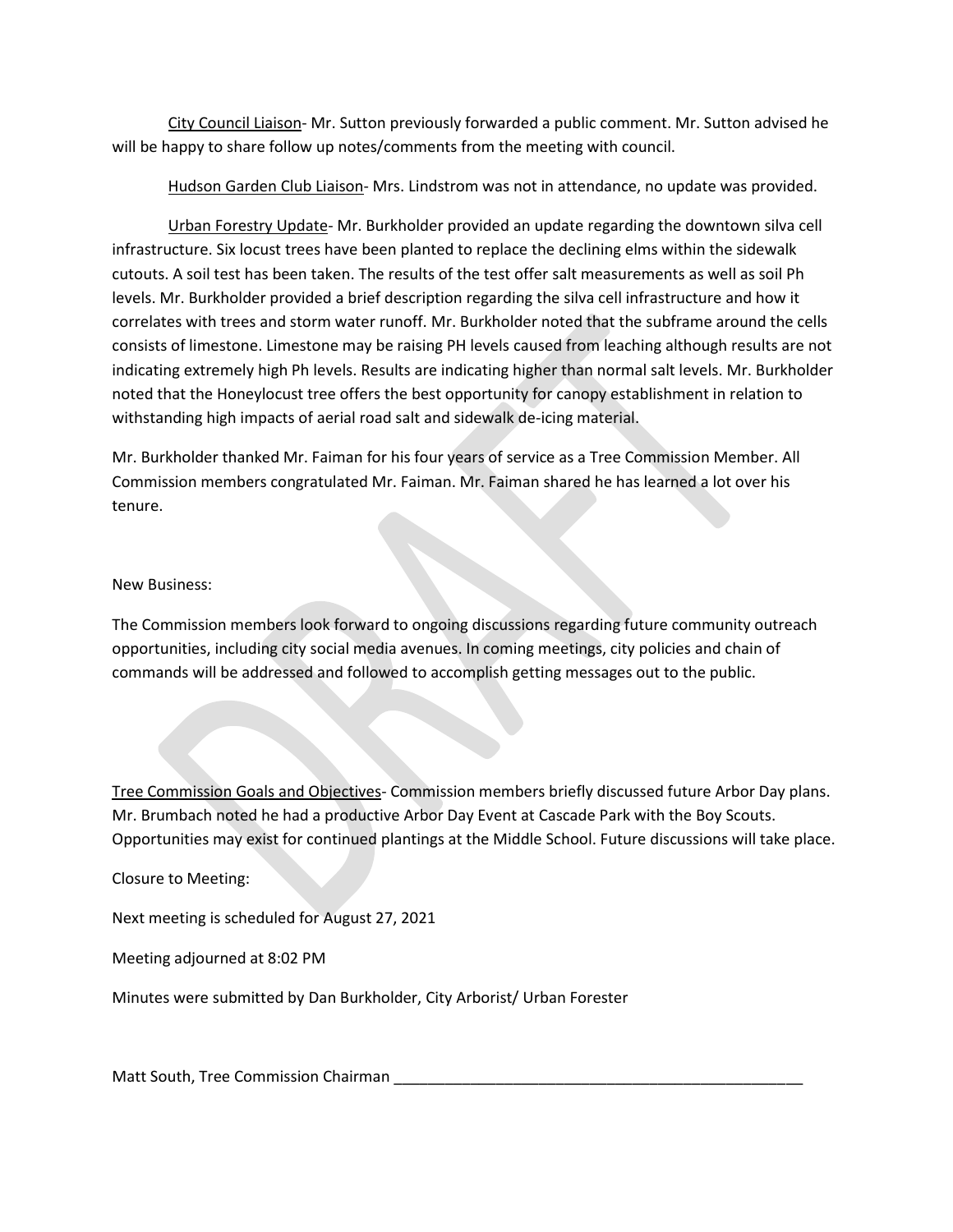City Council Liaison- Mr. Sutton previously forwarded a public comment. Mr. Sutton advised he will be happy to share follow up notes/comments from the meeting with council.

Hudson Garden Club Liaison- Mrs. Lindstrom was not in attendance, no update was provided.

Urban Forestry Update- Mr. Burkholder provided an update regarding the downtown silva cell infrastructure. Six locust trees have been planted to replace the declining elms within the sidewalk cutouts. A soil test has been taken. The results of the test offer salt measurements as well as soil Ph levels. Mr. Burkholder provided a brief description regarding the silva cell infrastructure and how it correlates with trees and storm water runoff. Mr. Burkholder noted that the subframe around the cells consists of limestone. Limestone may be raising PH levels caused from leaching although results are not indicating extremely high Ph levels. Results are indicating higher than normal salt levels. Mr. Burkholder noted that the Honeylocust tree offers the best opportunity for canopy establishment in relation to withstanding high impacts of aerial road salt and sidewalk de-icing material.

Mr. Burkholder thanked Mr. Faiman for his four years of service as a Tree Commission Member. All Commission members congratulated Mr. Faiman. Mr. Faiman shared he has learned a lot over his tenure.

New Business:

The Commission members look forward to ongoing discussions regarding future community outreach opportunities, including city social media avenues. In coming meetings, city policies and chain of commands will be addressed and followed to accomplish getting messages out to the public.

Tree Commission Goals and Objectives- Commission members briefly discussed future Arbor Day plans. Mr. Brumbach noted he had a productive Arbor Day Event at Cascade Park with the Boy Scouts. Opportunities may exist for continued plantings at the Middle School. Future discussions will take place.

Closure to Meeting:

Next meeting is scheduled for August 27, 2021

Meeting adjourned at 8:02 PM

Minutes were submitted by Dan Burkholder, City Arborist/ Urban Forester

Matt South, Tree Commission Chairman ___________________________________________________